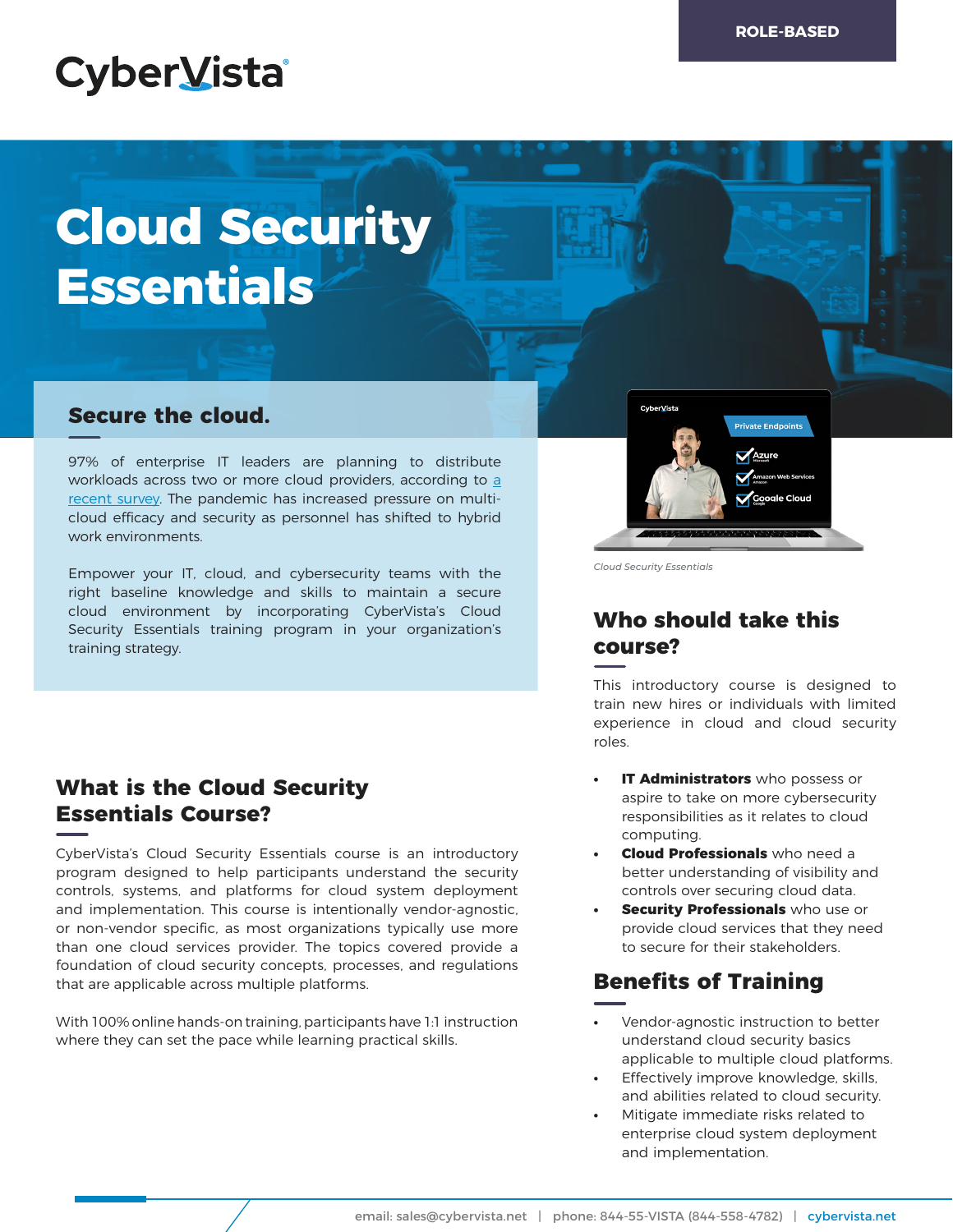ROLE-BASED

# Cloud Security Essentials

## Secure the cloud.

97% of enterprise IT leaders are planning to distribute workloads across two or more cloud providers, according to a recent survey. The pandemic has increased pressure on multi-cloud efficacy and security as personnel has shifted to hybrid work environments.

Empower your IT, cloud, and cybersecurity teams with the right baseline knowledge and skills to maintain a secure cloud environment by incorporating CyberVista's Cloud Security Essentials training program in your organization's training strategy.

*Cloud Security Essentials*

## What is the Cloud Security Essentials Course?

CyberVista's Cloud Security Essentials course is an introductory program designed to help participants understand the security controls, systems, and platforms for cloud system deployment and implementation. This course is intentionally vendor-agnostic, or non-vendor specific, as most organizations typically use more than one cloud services provider. The topics covered provide a foundation of cloud security concepts, processes, and regulations that are applicable across multiple platforms.

With 100% online hands-on training, participants have 1:1 instruction where they can set the pace while learning practical skills.

## Who should take this course?

This introductory course is designed to train new hires or individuals with limited experience in cloud and cloud security roles.

- **IT Administrators** who possess or aspire to take on more cybersecurity responsibilities as it relates to cloud computing.
- **Cloud Professionals** who need a better understanding of visibility and controls over securing cloud data.
- **Security Professionals** who use or provide cloud services that they need to secure for their stakeholders.

## Benefits of Training

- Vendor-agnostic instruction to better understand cloud security basics applicable to multiple cloud platforms.
- Effectively improve knowledge, skills, and abilities related to cloud security.
- Mitigate immediate risks related to enterprise cloud system deployment and implementation.

email: sales@cybervista.net | phone: 844-55-VISTA (844-558-4782) | cybervista.net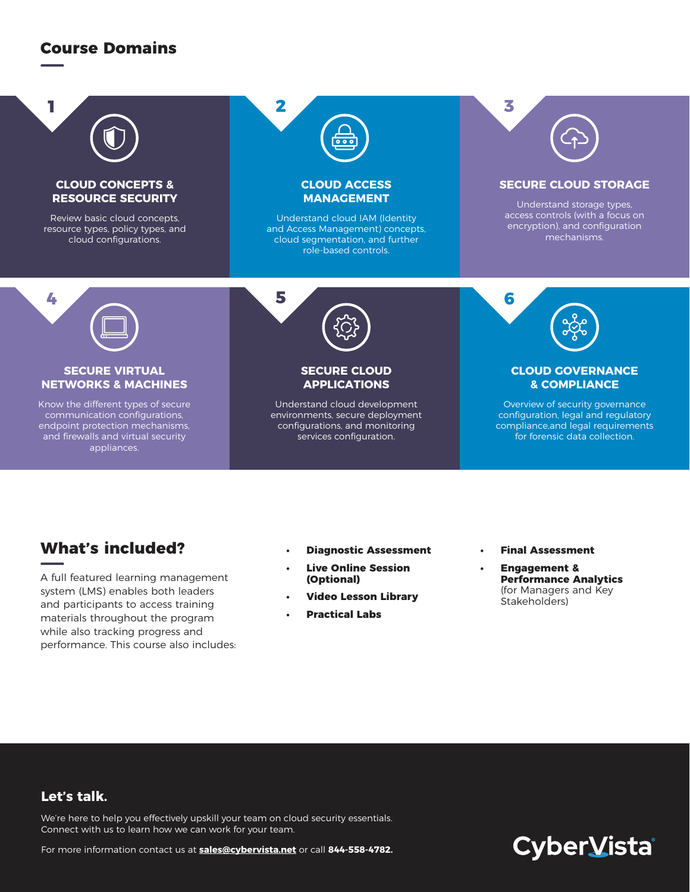## Course Domains

### 1 CLOUD CONCEPTS & RESOURCE SECURITY

Review basic cloud concepts, resource types, policy types, and cloud configurations.

### 2 CLOUD ACCESS MANAGEMENT

Understand cloud IAM (Identity and Access Management) concepts, cloud segmentation, and further role-based controls.

### 3 SECURE CLOUD STORAGE

Understand storage types, access controls (with a focus on encryption), and configuration mechanisms.

### 4 SECURE VIRTUAL NETWORKS & MACHINES

Know the different types of secure communication configurations, endpoint protection mechanisms, and firewalls and virtual security appliances.

### 5 SECURE CLOUD APPLICATIONS

Understand cloud development environments, secure deployment configurations, and monitoring services configuration.

### 6 CLOUD GOVERNANCE & COMPLIANCE

Overview of security governance configuration, legal and regulatory compliance,and legal requirements for forensic data collection.

## What's included?

A full featured learning management system (LMS) enables both leaders and participants to access training materials throughout the program while also tracking progress and performance. This course also includes:

- **Diagnostic Assessment**
- **Live Online Session (Optional)**
- **Video Lesson Library**
- **Practical Labs**
- **Final Assessment**
- **Engagement & Performance Analytics** (for Managers and Key Stakeholders)

## Let's talk.

We're here to help you effectively upskill your team on cloud security essentials. Connect with us to learn how we can work for your team.

For more information contact us at **sales@cybervista.net** or call **844-558-4782.**

CyberVista